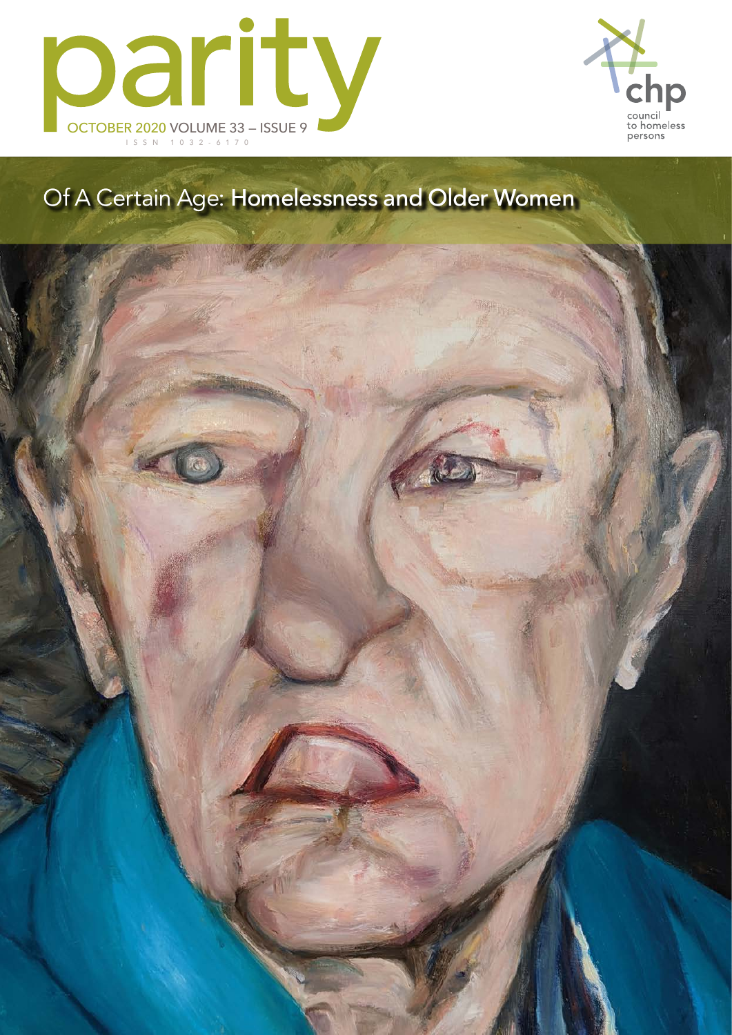# parity

OCTOBER 2020 VOLUME 33 – ISSUE 9

ISSN 1032-6170

chp council to homeless persons

## Of A Certain Age: Homelessness and Older Women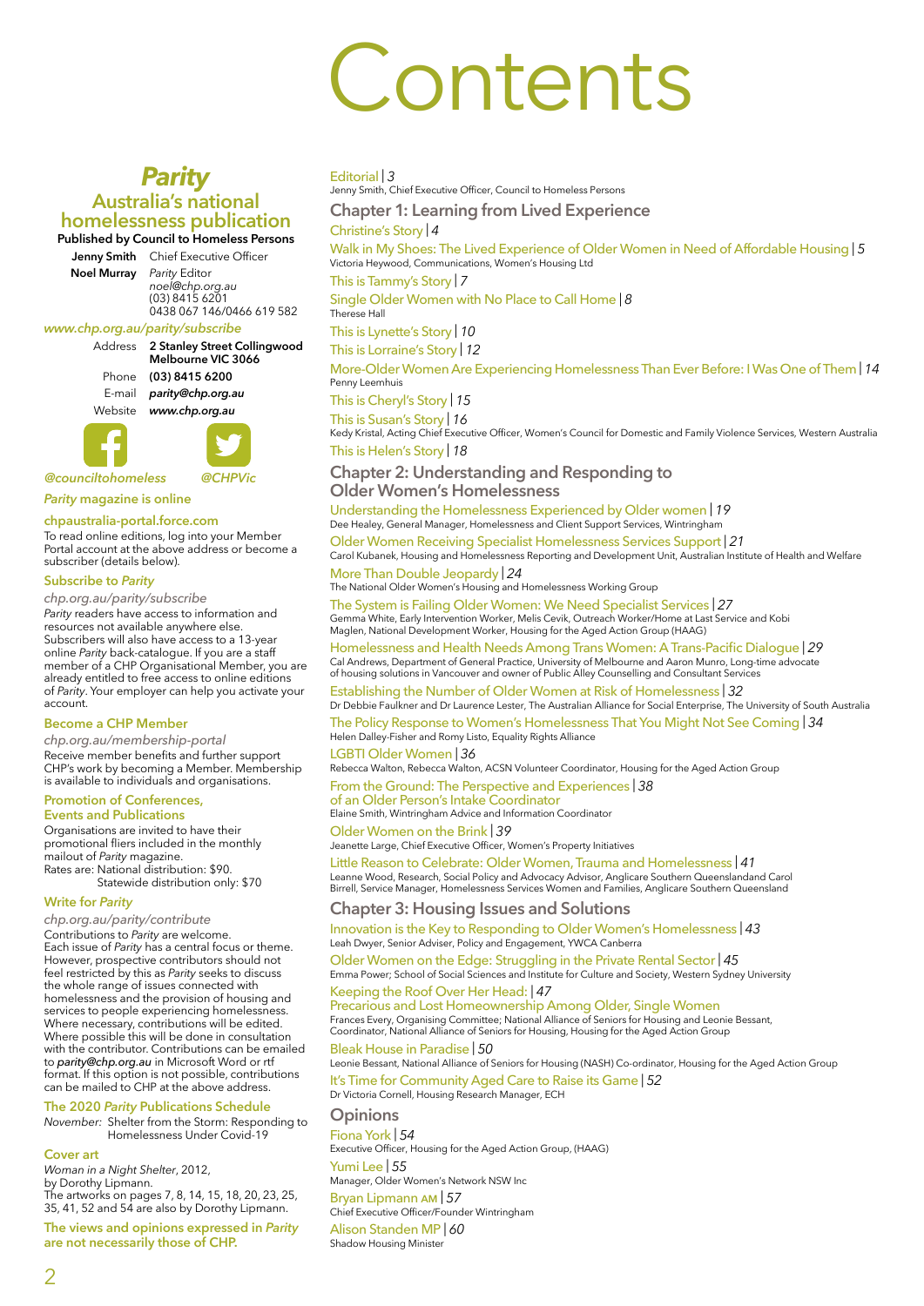# Contents

## *Parity*

### Australia's national homelessness publication

**Published by Council to Homeless Persons**

**Jenny Smith** Chief Executive Officer

**Noel Murray** *Parity* Editor
*noel@chp.org.au*
(03) 8415 6201
0438 067 146/0466 619 582

***www.chp.org.au/parity/subscribe***

Address **2 Stanley Street Collingwood Melbourne VIC 3066**

Phone **(03) 8415 6200**

E-mail ***parity@chp.org.au***

Website ***www.chp.org.au***

***@counciltohomeless*** ***@CHPVic***

### *Parity* magazine is online

**chpaustralia-portal.force.com**

To read online editions, log into your Member Portal account at the above address or become a subscriber (details below).

### Subscribe to *Parity*

*chp.org.au/parity/subscribe*

*Parity* readers have access to information and resources not available anywhere else. Subscribers will also have access to a 13-year online *Parity* back-catalogue. If you are a staff member of a CHP Organisational Member, you are already entitled to free access to online editions of *Parity*. Your employer can help you activate your account.

### Become a CHP Member

*chp.org.au/membership-portal*

Receive member benefits and further support CHP's work by becoming a Member. Membership is available to individuals and organisations.

### Promotion of Conferences, Events and Publications

Organisations are invited to have their promotional fliers included in the monthly mailout of *Parity* magazine.
Rates are: National distribution: $90.
Statewide distribution only: $70

### Write for *Parity*

*chp.org.au/parity/contribute*

Contributions to *Parity* are welcome.
Each issue of *Parity* has a central focus or theme. However, prospective contributors should not feel restricted by this as *Parity* seeks to discuss the whole range of issues connected with homelessness and the provision of housing and services to people experiencing homelessness. Where necessary, contributions will be edited. Where possible this will be done in consultation with the contributor. Contributions can be emailed to *parity@chp.org.au* in Microsoft Word or rtf format. If this option is not possible, contributions can be mailed to CHP at the above address.

### The 2020 *Parity* Publications Schedule

*November:* Shelter from the Storm: Responding to Homelessness Under Covid-19

### Cover art

*Woman in a Night Shelter*, 2012,
by Dorothy Lipmann.
The artworks on pages 7, 8, 14, 15, 18, 20, 23, 25, 35, 41, 52 and 54 are also by Dorothy Lipmann.

**The views and opinions expressed in *Parity* are not necessarily those of CHP.**

---

Editorial | *3*
Jenny Smith, Chief Executive Officer, Council to Homeless Persons

## Chapter 1: Learning from Lived Experience

Christine's Story | *4*

Walk in My Shoes: The Lived Experience of Older Women in Need of Affordable Housing | *5*
Victoria Heywood, Communications, Women's Housing Ltd

This is Tammy's Story | *7*

Single Older Women with No Place to Call Home | *8*
Therese Hall

This is Lynette's Story | *10*

This is Lorraine's Story | *12*

More-Older Women Are Experiencing Homelessness Than Ever Before: I Was One of Them | *14*
Penny Leemhuis

This is Cheryl's Story | *15*

This is Susan's Story | *16*
Kedy Kristal, Acting Chief Executive Officer, Women's Council for Domestic and Family Violence Services, Western Australia

This is Helen's Story | *18*

## Chapter 2: Understanding and Responding to Older Women's Homelessness

Understanding the Homelessness Experienced by Older women | *19*
Dee Healey, General Manager, Homelessness and Client Support Services, Wintringham

Older Women Receiving Specialist Homelessness Services Support | *21*
Carol Kubanek, Housing and Homelessness Reporting and Development Unit, Australian Institute of Health and Welfare

More Than Double Jeopardy | *24*
The National Older Women's Housing and Homelessness Working Group

The System is Failing Older Women: We Need Specialist Services | *27*
Gemma White, Early Intervention Worker, Melis Cevik, Outreach Worker/Home at Last Service and Kobi Maglen, National Development Worker, Housing for the Aged Action Group (HAAG)

Homelessness and Health Needs Among Trans Women: A Trans-Pacific Dialogue | *29*
Cal Andrews, Department of General Practice, University of Melbourne and Aaron Munro, Long-time advocate of housing solutions in Vancouver and owner of Public Alley Counselling and Consultant Services

Establishing the Number of Older Women at Risk of Homelessness | *32*
Dr Debbie Faulkner and Dr Laurence Lester, The Australian Alliance for Social Enterprise, The University of South Australia

The Policy Response to Women's Homelessness That You Might Not See Coming | *34*
Helen Dalley-Fisher and Romy Listo, Equality Rights Alliance

LGBTI Older Women | *36*
Rebecca Walton, Rebecca Walton, ACSN Volunteer Coordinator, Housing for the Aged Action Group

From the Ground: The Perspective and Experiences of an Older Person's Intake Coordinator | *38*
Elaine Smith, Wintringham Advice and Information Coordinator

Older Women on the Brink | *39*
Jeanette Large, Chief Executive Officer, Women's Property Initiatives

Little Reason to Celebrate: Older Women, Trauma and Homelessness | *41*
Leanne Wood, Research, Social Policy and Advocacy Advisor, Anglicare Southern Queenslandand Carol Birrell, Service Manager, Homelessness Services Women and Families, Anglicare Southern Queensland

## Chapter 3: Housing Issues and Solutions

Innovation is the Key to Responding to Older Women's Homelessness | *43*
Leah Dwyer, Senior Adviser, Policy and Engagement, YWCA Canberra

Older Women on the Edge: Struggling in the Private Rental Sector | *45*
Emma Power; School of Social Sciences and Institute for Culture and Society, Western Sydney University

Keeping the Roof Over Her Head: | *47*
Precarious and Lost Homeownership Among Older, Single Women
Frances Every, Organising Committee; National Alliance of Seniors for Housing and Leonie Bessant, Coordinator, National Alliance of Seniors for Housing, Housing for the Aged Action Group

Bleak House in Paradise | *50*
Leonie Bessant, National Alliance of Seniors for Housing (NASH) Co-ordinator, Housing for the Aged Action Group

It's Time for Community Aged Care to Raise its Game | *52*
Dr Victoria Cornell, Housing Research Manager, ECH

## Opinions

Fiona York | *54*
Executive Officer, Housing for the Aged Action Group, (HAAG)

Yumi Lee | *55*
Manager, Older Women's Network NSW Inc

Bryan Lipmann AM | *57*
Chief Executive Officer/Founder Wintringham

Alison Standen MP | *60*
Shadow Housing Minister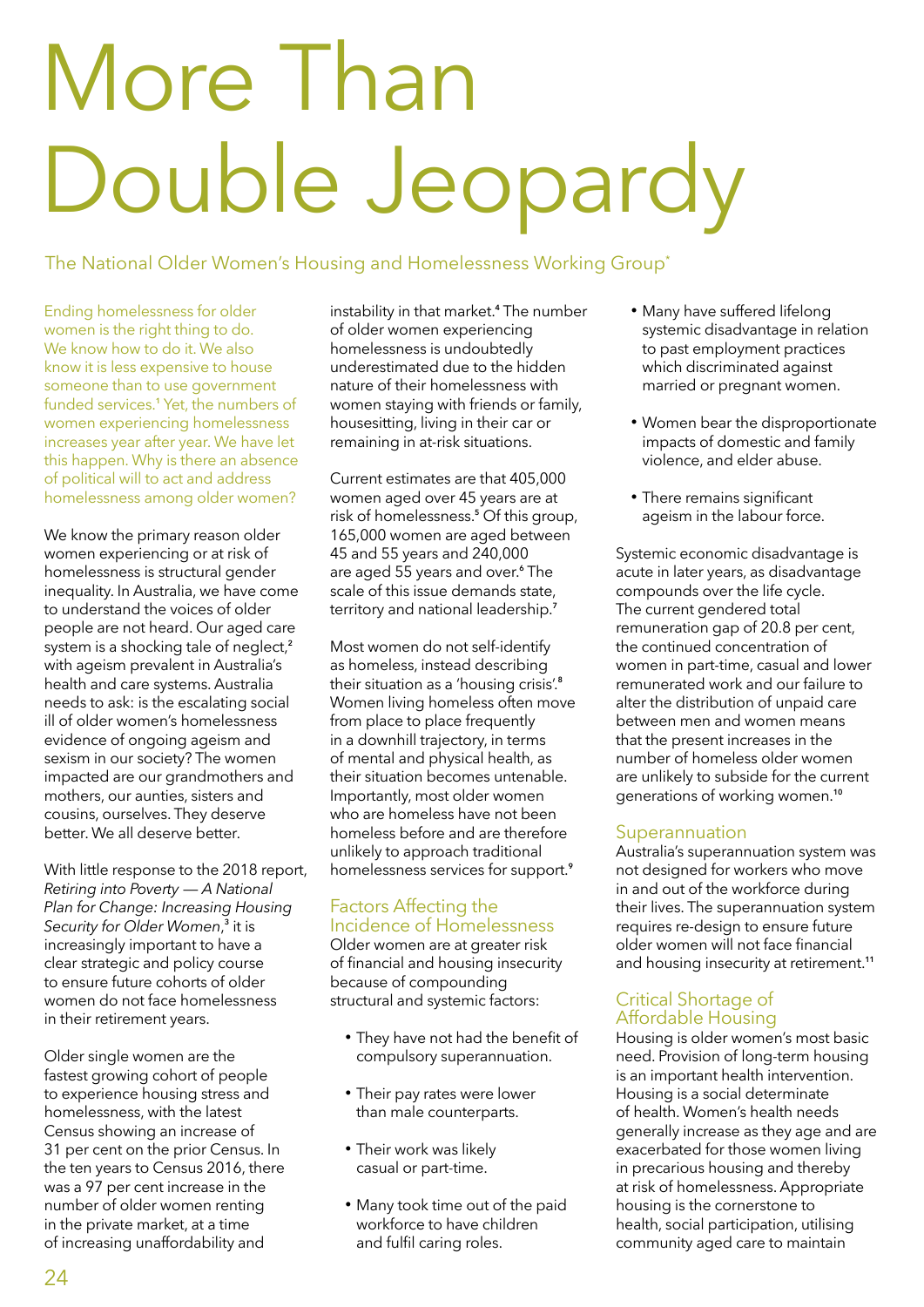# More Than Double Jeopardy

The National Older Women's Housing and Homelessness Working Group*

Ending homelessness for older women is the right thing to do. We know how to do it. We also know it is less expensive to house someone than to use government funded services.[1] Yet, the numbers of women experiencing homelessness increases year after year. We have let this happen. Why is there an absence of political will to act and address homelessness among older women?

We know the primary reason older women experiencing or at risk of homelessness is structural gender inequality. In Australia, we have come to understand the voices of older people are not heard. Our aged care system is a shocking tale of neglect,[2] with ageism prevalent in Australia's health and care systems. Australia needs to ask: is the escalating social ill of older women's homelessness evidence of ongoing ageism and sexism in our society? The women impacted are our grandmothers and mothers, our aunties, sisters and cousins, ourselves. They deserve better. We all deserve better.

With little response to the 2018 report, *Retiring into Poverty — A National Plan for Change: Increasing Housing Security for Older Women*,[3] it is increasingly important to have a clear strategic and policy course to ensure future cohorts of older women do not face homelessness in their retirement years.

Older single women are the fastest growing cohort of people to experience housing stress and homelessness, with the latest Census showing an increase of 31 per cent on the prior Census. In the ten years to Census 2016, there was a 97 per cent increase in the number of older women renting in the private market, at a time of increasing unaffordability and instability in that market.[4] The number of older women experiencing homelessness is undoubtedly underestimated due to the hidden nature of their homelessness with women staying with friends or family, housesitting, living in their car or remaining in at-risk situations.

Current estimates are that 405,000 women aged over 45 years are at risk of homelessness.[5] Of this group, 165,000 women are aged between 45 and 55 years and 240,000 are aged 55 years and over.[6] The scale of this issue demands state, territory and national leadership.[7]

Most women do not self-identify as homeless, instead describing their situation as a 'housing crisis'.[8] Women living homeless often move from place to place frequently in a downhill trajectory, in terms of mental and physical health, as their situation becomes untenable. Importantly, most older women who are homeless have not been homeless before and are therefore unlikely to approach traditional homelessness services for support.[9]

## Factors Affecting the Incidence of Homelessness

Older women are at greater risk of financial and housing insecurity because of compounding structural and systemic factors:

- They have not had the benefit of compulsory superannuation.
- Their pay rates were lower than male counterparts.
- Their work was likely casual or part-time.
- Many took time out of the paid workforce to have children and fulfil caring roles.
- Many have suffered lifelong systemic disadvantage in relation to past employment practices which discriminated against married or pregnant women.
- Women bear the disproportionate impacts of domestic and family violence, and elder abuse.
- There remains significant ageism in the labour force.

Systemic economic disadvantage is acute in later years, as disadvantage compounds over the life cycle. The current gendered total remuneration gap of 20.8 per cent, the continued concentration of women in part-time, casual and lower remunerated work and our failure to alter the distribution of unpaid care between men and women means that the present increases in the number of homeless older women are unlikely to subside for the current generations of working women.[10]

## Superannuation

Australia's superannuation system was not designed for workers who move in and out of the workforce during their lives. The superannuation system requires re-design to ensure future older women will not face financial and housing insecurity at retirement.[11]

## Critical Shortage of Affordable Housing

Housing is older women's most basic need. Provision of long-term housing is an important health intervention. Housing is a social determinate of health. Women's health needs generally increase as they age and are exacerbated for those women living in precarious housing and thereby at risk of homelessness. Appropriate housing is the cornerstone to health, social participation, utilising community aged care to maintain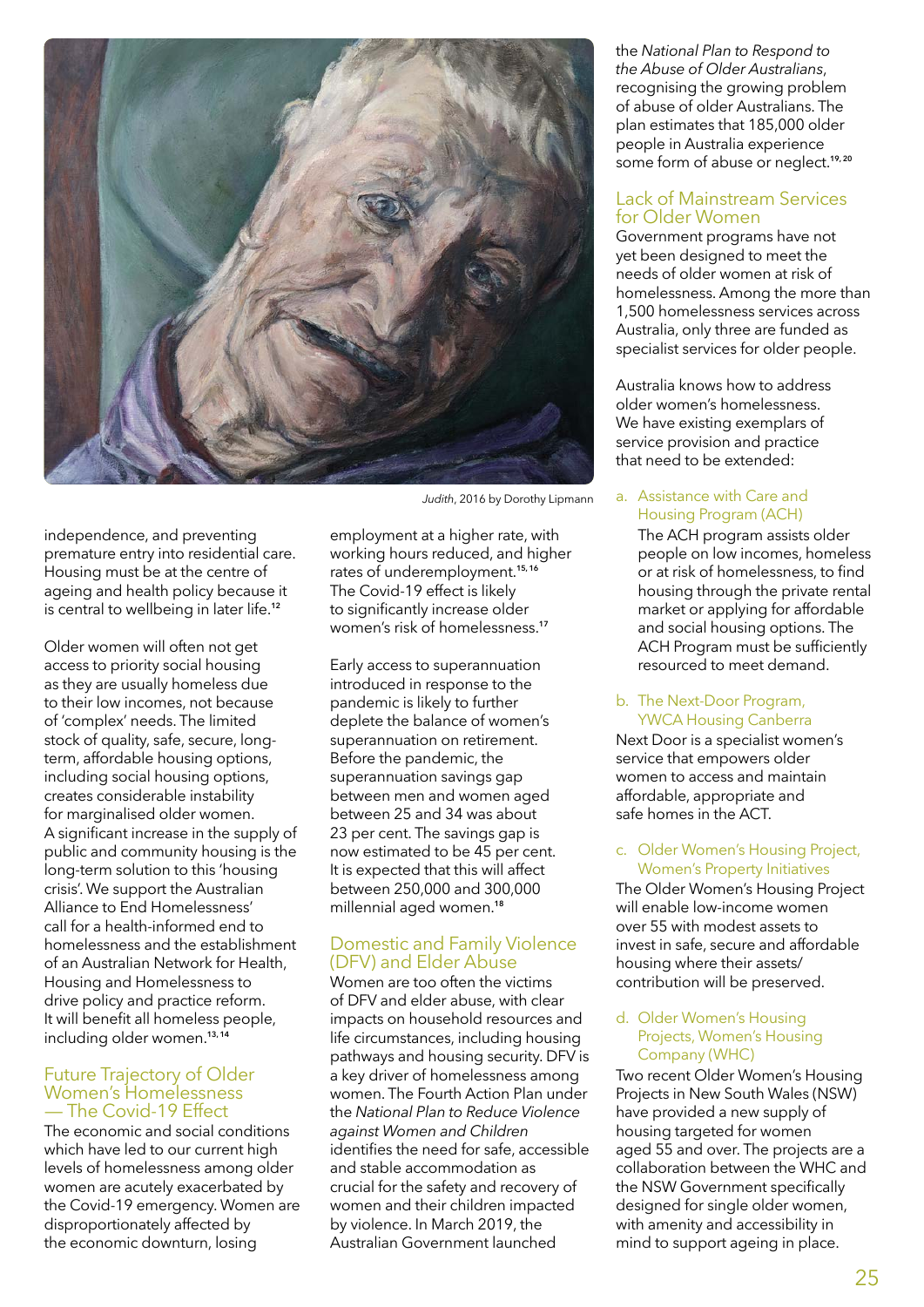*Judith*, 2016 by Dorothy Lipmann

independence, and preventing premature entry into residential care. Housing must be at the centre of ageing and health policy because it is central to wellbeing in later life.[12]

Older women will often not get access to priority social housing as they are usually homeless due to their low incomes, not because of 'complex' needs. The limited stock of quality, safe, secure, long-term, affordable housing options, including social housing options, creates considerable instability for marginalised older women. A significant increase in the supply of public and community housing is the long-term solution to this 'housing crisis'. We support the Australian Alliance to End Homelessness' call for a health-informed end to homelessness and the establishment of an Australian Network for Health, Housing and Homelessness to drive policy and practice reform. It will benefit all homeless people, including older women.[13, 14]

## Future Trajectory of Older Women's Homelessness — The Covid-19 Effect

The economic and social conditions which have led to our current high levels of homelessness among older women are acutely exacerbated by the Covid-19 emergency. Women are disproportionately affected by the economic downturn, losing employment at a higher rate, with working hours reduced, and higher rates of underemployment.[15, 16] The Covid-19 effect is likely to significantly increase older women's risk of homelessness.[17]

Early access to superannuation introduced in response to the pandemic is likely to further deplete the balance of women's superannuation on retirement. Before the pandemic, the superannuation savings gap between men and women aged between 25 and 34 was about 23 per cent. The savings gap is now estimated to be 45 per cent. It is expected that this will affect between 250,000 and 300,000 millennial aged women.[18]

## Domestic and Family Violence (DFV) and Elder Abuse

Women are too often the victims of DFV and elder abuse, with clear impacts on household resources and life circumstances, including housing pathways and housing security. DFV is a key driver of homelessness among women. The Fourth Action Plan under the *National Plan to Reduce Violence against Women and Children* identifies the need for safe, accessible and stable accommodation as crucial for the safety and recovery of women and their children impacted by violence. In March 2019, the Australian Government launched the *National Plan to Respond to the Abuse of Older Australians*, recognising the growing problem of abuse of older Australians. The plan estimates that 185,000 older people in Australia experience some form of abuse or neglect.[19, 20]

## Lack of Mainstream Services for Older Women

Government programs have not yet been designed to meet the needs of older women at risk of homelessness. Among the more than 1,500 homelessness services across Australia, only three are funded as specialist services for older people.

Australia knows how to address older women's homelessness. We have existing exemplars of service provision and practice that need to be extended:

a. **Assistance with Care and Housing Program (ACH)**
   The ACH program assists older people on low incomes, homeless or at risk of homelessness, to find housing through the private rental market or applying for affordable and social housing options. The ACH Program must be sufficiently resourced to meet demand.

b. **The Next-Door Program, YWCA Housing Canberra**
   Next Door is a specialist women's service that empowers older women to access and maintain affordable, appropriate and safe homes in the ACT.

c. **Older Women's Housing Project, Women's Property Initiatives**
   The Older Women's Housing Project will enable low-income women over 55 with modest assets to invest in safe, secure and affordable housing where their assets/contribution will be preserved.

d. **Older Women's Housing Projects, Women's Housing Company (WHC)**
   Two recent Older Women's Housing Projects in New South Wales (NSW) have provided a new supply of housing targeted for women aged 55 and over. The projects are a collaboration between the WHC and the NSW Government specifically designed for single older women, with amenity and accessibility in mind to support ageing in place.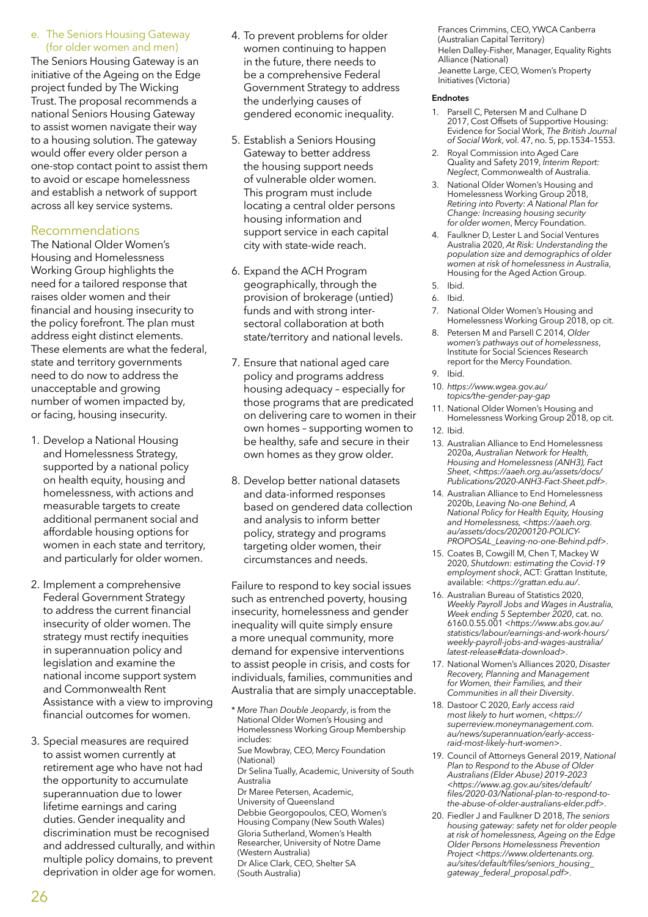e. The Seniors Housing Gateway (for older women and men)

The Seniors Housing Gateway is an initiative of the Ageing on the Edge project funded by The Wicking Trust. The proposal recommends a national Seniors Housing Gateway to assist women navigate their way to a housing solution. The gateway would offer every older person a one-stop contact point to assist them to avoid or escape homelessness and establish a network of support across all key service systems.

## Recommendations

The National Older Women's Housing and Homelessness Working Group highlights the need for a tailored response that raises older women and their financial and housing insecurity to the policy forefront. The plan must address eight distinct elements. These elements are what the federal, state and territory governments need to do now to address the unacceptable and growing number of women impacted by, or facing, housing insecurity.

1. Develop a National Housing and Homelessness Strategy, supported by a national policy on health equity, housing and homelessness, with actions and measurable targets to create additional permanent social and affordable housing options for women in each state and territory, and particularly for older women.

2. Implement a comprehensive Federal Government Strategy to address the current financial insecurity of older women. The strategy must rectify inequities in superannuation policy and legislation and examine the national income support system and Commonwealth Rent Assistance with a view to improving financial outcomes for women.

3. Special measures are required to assist women currently at retirement age who have not had the opportunity to accumulate superannuation due to lower lifetime earnings and caring duties. Gender inequality and discrimination must be recognised and addressed culturally, and within multiple policy domains, to prevent deprivation in older age for women.

4. To prevent problems for older women continuing to happen in the future, there needs to be a comprehensive Federal Government Strategy to address the underlying causes of gendered economic inequality.

5. Establish a Seniors Housing Gateway to better address the housing support needs of vulnerable older women. This program must include locating a central older persons housing information and support service in each capital city with state-wide reach.

6. Expand the ACH Program geographically, through the provision of brokerage (untied) funds and with strong inter-sectoral collaboration at both state/territory and national levels.

7. Ensure that national aged care policy and programs address housing adequacy – especially for those programs that are predicated on delivering care to women in their own homes – supporting women to be healthy, safe and secure in their own homes as they grow older.

8. Develop better national datasets and data-informed responses based on gendered data collection and analysis to inform better policy, strategy and programs targeting older women, their circumstances and needs.

Failure to respond to key social issues such as entrenched poverty, housing insecurity, homelessness and gender inequality will quite simply ensure a more unequal community, more demand for expensive interventions to assist people in crisis, and costs for individuals, families, communities and Australia that are simply unacceptable.

\* *More Than Double Jeopardy*, is from the National Older Women's Housing and Homelessness Working Group Membership includes:
Sue Mowbray, CEO, Mercy Foundation (National)
Dr Selina Tually, Academic, University of South Australia
Dr Maree Petersen, Academic, University of Queensland
Debbie Georgopoulos, CEO, Women's Housing Company (New South Wales)
Gloria Sutherland, Women's Health Researcher, University of Notre Dame (Western Australia)
Dr Alice Clark, CEO, Shelter SA (South Australia)
Frances Crimmins, CEO, YWCA Canberra (Australian Capital Territory)
Helen Dalley-Fisher, Manager, Equality Rights Alliance (National)
Jeanette Large, CEO, Women's Property Initiatives (Victoria)

### Endnotes

1. Parsell C, Petersen M and Culhane D 2017, Cost Offsets of Supportive Housing: Evidence for Social Work, *The British Journal of Social Work*, vol. 47, no. 5, pp.1534–1553.
2. Royal Commission into Aged Care Quality and Safety 2019, *Interim Report: Neglect*, Commonwealth of Australia.
3. National Older Women's Housing and Homelessness Working Group 2018, *Retiring into Poverty: A National Plan for Change: Increasing housing security for older women*, Mercy Foundation.
4. Faulkner D, Lester L and Social Ventures Australia 2020, *At Risk: Understanding the population size and demographics of older women at risk of homelessness in Australia*, Housing for the Aged Action Group.
5. Ibid.
6. Ibid.
7. National Older Women's Housing and Homelessness Working Group 2018, op cit.
8. Petersen M and Parsell C 2014, *Older women's pathways out of homelessness*, Institute for Social Sciences Research report for the Mercy Foundation.
9. Ibid.
10. *https://www.wgea.gov.au/topics/the-gender-pay-gap*
11. National Older Women's Housing and Homelessness Working Group 2018, op cit.
12. Ibid.
13. Australian Alliance to End Homelessness 2020a, *Australian Network for Health, Housing and Homelessness (ANH3), Fact Sheet*, <*https://aaeh.org.au/assets/docs/Publications/2020-ANH3-Fact-Sheet.pdf*>.
14. Australian Alliance to End Homelessness 2020b, *Leaving No-one Behind, A National Policy for Health Equity, Housing and Homelessness*, <*https://aaeh.org.au/assets/docs/20200120-POLICY-PROPOSAL_Leaving-no-one-Behind.pdf*>.
15. Coates B, Cowgill M, Chen T, Mackey W 2020, *Shutdown: estimating the Covid-19 employment shock*, ACT: Grattan Institute, available: <*https://grattan.edu.au/*.
16. Australian Bureau of Statistics 2020, *Weekly Payroll Jobs and Wages in Australia, Week ending 5 September 2020*, cat. no. 6160.0.55.001 <*https://www.abs.gov.au/statistics/labour/earnings-and-work-hours/weekly-payroll-jobs-and-wages-australia/latest-release#data-download*>.
17. National Women's Alliances 2020, *Disaster Recovery, Planning and Management for Women, their Families, and their Communities in all their Diversity*.
18. Dastoor C 2020, *Early access raid most likely to hurt women*, <*https://superreview.moneymanagement.com.au/news/superannuation/early-access-raid-most-likely-hurt-women*>.
19. Council of Attorneys General 2019, *National Plan to Respond to the Abuse of Older Australians (Elder Abuse) 2019–2023* <*https://www.ag.gov.au/sites/default/files/2020-03/National-plan-to-respond-to-the-abuse-of-older-australians-elder.pdf*>.
20. Fiedler J and Faulkner D 2018, *The seniors housing gateway: safety net for older people at risk of homelessness, Ageing on the Edge Older Persons Homelessness Prevention Project* <*https://www.oldertenants.org.au/sites/default/files/seniors_housing_gateway_federal_proposal.pdf*>.